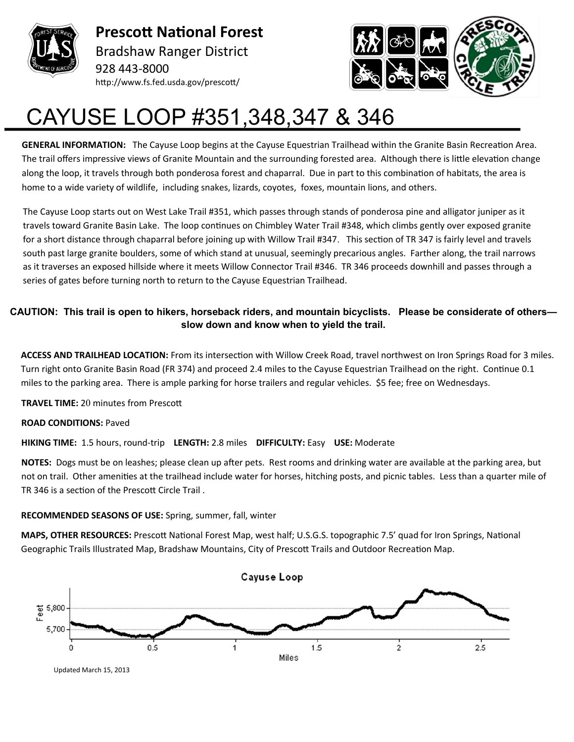**Prescott National Forest**
Bradshaw Ranger District
928 443-8000
http://www.fs.fed.usda.gov/prescott/

# CAYUSE LOOP #351,348,347 & 346

**GENERAL INFORMATION:** The Cayuse Loop begins at the Cayuse Equestrian Trailhead within the Granite Basin Recreation Area. The trail offers impressive views of Granite Mountain and the surrounding forested area. Although there is little elevation change along the loop, it travels through both ponderosa forest and chaparral. Due in part to this combination of habitats, the area is home to a wide variety of wildlife, including snakes, lizards, coyotes, foxes, mountain lions, and others.

The Cayuse Loop starts out on West Lake Trail #351, which passes through stands of ponderosa pine and alligator juniper as it travels toward Granite Basin Lake. The loop continues on Chimbley Water Trail #348, which climbs gently over exposed granite for a short distance through chaparral before joining up with Willow Trail #347. This section of TR 347 is fairly level and travels south past large granite boulders, some of which stand at unusual, seemingly precarious angles. Farther along, the trail narrows as it traverses an exposed hillside where it meets Willow Connector Trail #346. TR 346 proceeds downhill and passes through a series of gates before turning north to return to the Cayuse Equestrian Trailhead.

**CAUTION: This trail is open to hikers, horseback riders, and mountain bicyclists. Please be considerate of others—slow down and know when to yield the trail.**

**ACCESS AND TRAILHEAD LOCATION:** From its intersection with Willow Creek Road, travel northwest on Iron Springs Road for 3 miles. Turn right onto Granite Basin Road (FR 374) and proceed 2.4 miles to the Cayuse Equestrian Trailhead on the right. Continue 0.1 miles to the parking area. There is ample parking for horse trailers and regular vehicles. $5 fee; free on Wednesdays.

**TRAVEL TIME:** 20 minutes from Prescott

**ROAD CONDITIONS:** Paved

**HIKING TIME:** 1.5 hours, round-trip **LENGTH:** 2.8 miles **DIFFICULTY:** Easy **USE:** Moderate

**NOTES:** Dogs must be on leashes; please clean up after pets. Rest rooms and drinking water are available at the parking area, but not on trail. Other amenities at the trailhead include water for horses, hitching posts, and picnic tables. Less than a quarter mile of TR 346 is a section of the Prescott Circle Trail .

**RECOMMENDED SEASONS OF USE:** Spring, summer, fall, winter

**MAPS, OTHER RESOURCES:** Prescott National Forest Map, west half; U.S.G.S. topographic 7.5' quad for Iron Springs, National Geographic Trails Illustrated Map, Bradshaw Mountains, City of Prescott Trails and Outdoor Recreation Map.

Cayuse Loop

Updated March 15, 2013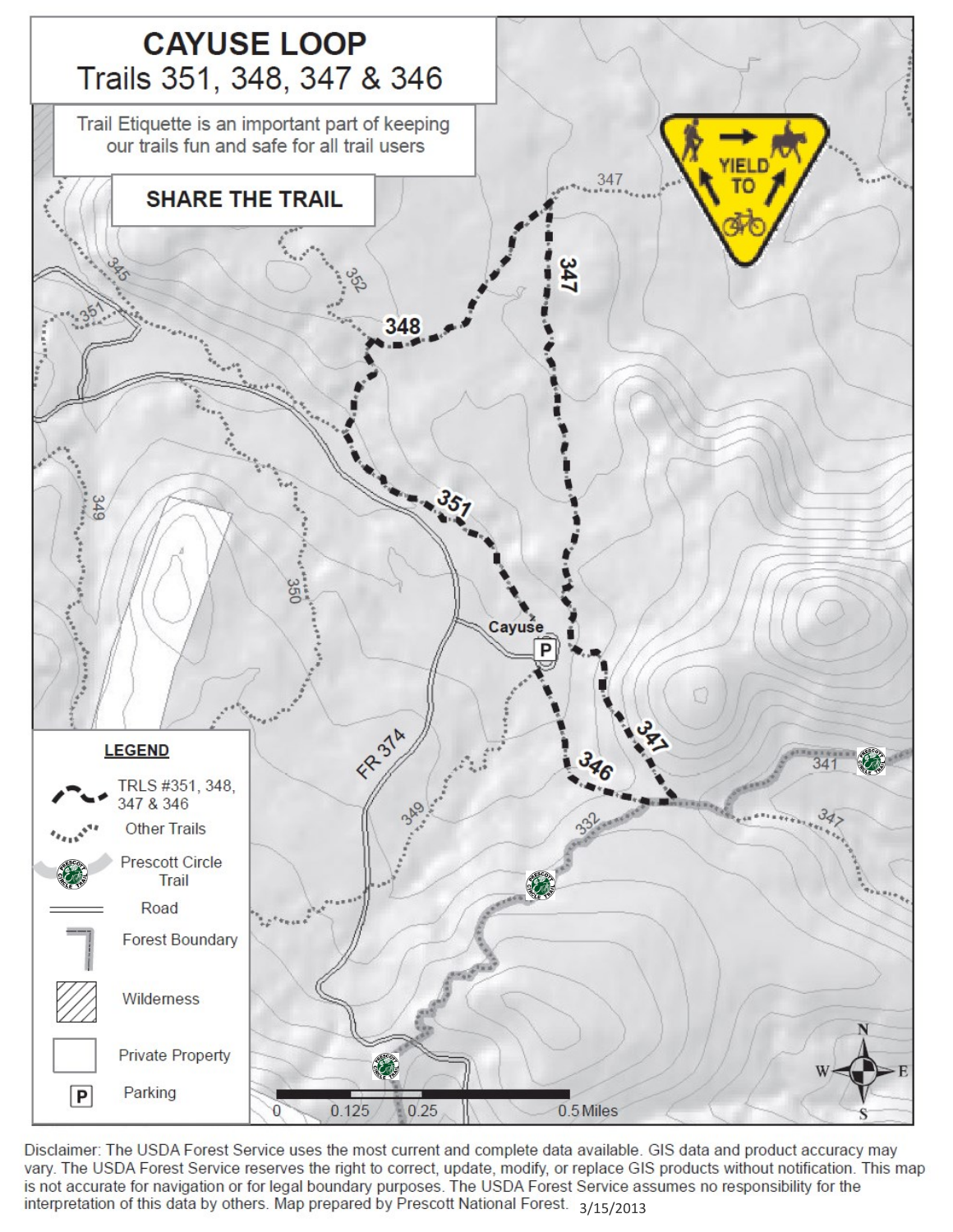# CAYUSE LOOP
## Trails 351, 348, 347 & 346

Trail Etiquette is an important part of keeping our trails fun and safe for all trail users

**SHARE THE TRAIL**

YIELD TO

347
348
351
352
345
349
350
Cayuse
P
FR 374
346
341
332

**LEGEND**

TRLS #351, 348, 347 & 346

Other Trails

Prescott Circle Trail

Road

Forest Boundary

Wilderness

Private Property

Parking

0 0.125 0.25 0.5 Miles

N
W E
S

Disclaimer: The USDA Forest Service uses the most current and complete data available. GIS data and product accuracy may vary. The USDA Forest Service reserves the right to correct, update, modify, or replace GIS products without notification. This map is not accurate for navigation or for legal boundary purposes. The USDA Forest Service assumes no responsibility for the interpretation of this data by others. Map prepared by Prescott National Forest. 3/15/2013